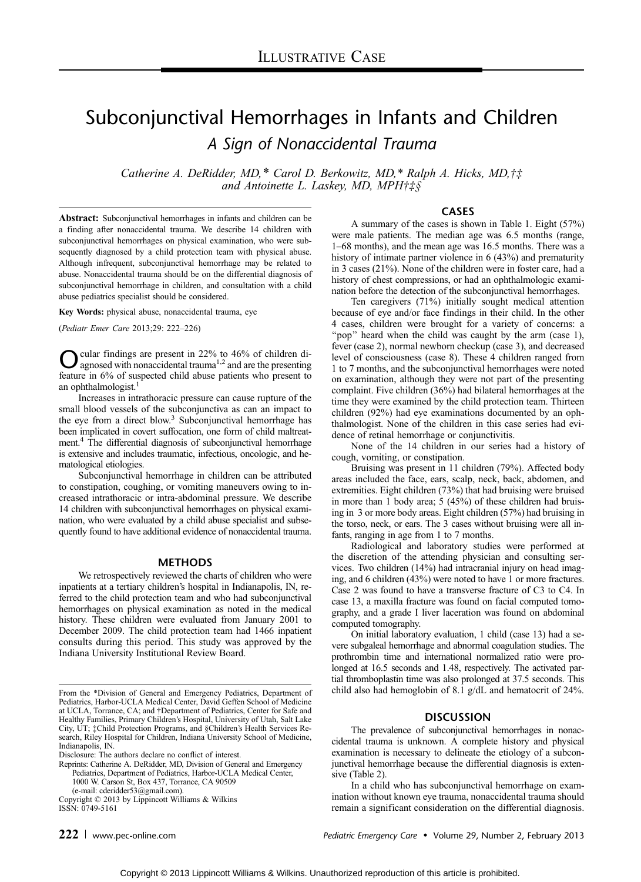ILLUSTRATIVE CASE

# Subconjunctival Hemorrhages in Infants and Children

## *A Sign of Nonaccidental Trauma*

*Catherine A. DeRidder, MD,\* Carol D. Berkowitz, MD,\* Ralph A. Hicks, MD,†‡ and Antoinette L. Laskey, MD, MPH†‡§*

**Abstract:** Subconjunctival hemorrhages in infants and children can be a finding after nonaccidental trauma. We describe 14 children with subconjunctival hemorrhages on physical examination, who were subsequently diagnosed by a child protection team with physical abuse. Although infrequent, subconjunctival hemorrhage may be related to abuse. Nonaccidental trauma should be on the differential diagnosis of subconjunctival hemorrhage in children, and consultation with a child abuse pediatrics specialist should be considered.

**Key Words:** physical abuse, nonaccidental trauma, eye

(*Pediatr Emer Care* 2013;29: 222–226)

Ocular findings are present in 22% to 46% of children diagnosed with nonaccidental trauma[1,2] and are the presenting feature in 6% of suspected child abuse patients who present to an ophthalmologist.[1]

Increases in intrathoracic pressure can cause rupture of the small blood vessels of the subconjunctiva as can an impact to the eye from a direct blow.[3] Subconjunctival hemorrhage has been implicated in covert suffocation, one form of child maltreatment.[4] The differential diagnosis of subconjunctival hemorrhage is extensive and includes traumatic, infectious, oncologic, and hematological etiologies.

Subconjunctival hemorrhage in children can be attributed to constipation, coughing, or vomiting maneuvers owing to increased intrathoracic or intra-abdominal pressure. We describe 14 children with subconjunctival hemorrhages on physical examination, who were evaluated by a child abuse specialist and subsequently found to have additional evidence of nonaccidental trauma.

## METHODS

We retrospectively reviewed the charts of children who were inpatients at a tertiary children's hospital in Indianapolis, IN, referred to the child protection team and who had subconjunctival hemorrhages on physical examination as noted in the medical history. These children were evaluated from January 2001 to December 2009. The child protection team had 1466 inpatient consults during this period. This study was approved by the Indiana University Institutional Review Board.

From the \*Division of General and Emergency Pediatrics, Department of Pediatrics, Harbor-UCLA Medical Center, David Geffen School of Medicine at UCLA, Torrance, CA; and †Department of Pediatrics, Center for Safe and Healthy Families, Primary Children's Hospital, University of Utah, Salt Lake City, UT; ‡Child Protection Programs, and §Children's Health Services Research, Riley Hospital for Children, Indiana University School of Medicine, Indianapolis, IN.

Disclosure: The authors declare no conflict of interest.

Reprints: Catherine A. DeRidder, MD, Division of General and Emergency Pediatrics, Department of Pediatrics, Harbor-UCLA Medical Center, 1000 W. Carson St, Box 437, Torrance, CA 90509 (e-mail: cderidder53@gmail.com).

Copyright © 2013 by Lippincott Williams & Wilkins

ISSN: 0749-5161

## CASES

A summary of the cases is shown in Table 1. Eight (57%) were male patients. The median age was 6.5 months (range, 1–68 months), and the mean age was 16.5 months. There was a history of intimate partner violence in 6 (43%) and prematurity in 3 cases (21%). None of the children were in foster care, had a history of chest compressions, or had an ophthalmologic examination before the detection of the subconjunctival hemorrhages.

Ten caregivers (71%) initially sought medical attention because of eye and/or face findings in their child. In the other 4 cases, children were brought for a variety of concerns: a "pop" heard when the child was caught by the arm (case 1), fever (case 2), normal newborn checkup (case 3), and decreased level of consciousness (case 8). These 4 children ranged from 1 to 7 months, and the subconjunctival hemorrhages were noted on examination, although they were not part of the presenting complaint. Five children (36%) had bilateral hemorrhages at the time they were examined by the child protection team. Thirteen children (92%) had eye examinations documented by an ophthalmologist. None of the children in this case series had evidence of retinal hemorrhage or conjunctivitis.

None of the 14 children in our series had a history of cough, vomiting, or constipation.

Bruising was present in 11 children (79%). Affected body areas included the face, ears, scalp, neck, back, abdomen, and extremities. Eight children (73%) that had bruising were bruised in more than 1 body area; 5 (45%) of these children had bruising in 3 or more body areas. Eight children (57%) had bruising in the torso, neck, or ears. The 3 cases without bruising were all infants, ranging in age from 1 to 7 months.

Radiological and laboratory studies were performed at the discretion of the attending physician and consulting services. Two children (14%) had intracranial injury on head imaging, and 6 children (43%) were noted to have 1 or more fractures. Case 2 was found to have a transverse fracture of C3 to C4. In case 13, a maxilla fracture was found on facial computed tomography, and a grade I liver laceration was found on abdominal computed tomography.

On initial laboratory evaluation, 1 child (case 13) had a severe subgaleal hemorrhage and abnormal coagulation studies. The prothrombin time and international normalized ratio were prolonged at 16.5 seconds and 1.48, respectively. The activated partial thromboplastin time was also prolonged at 37.5 seconds. This child also had hemoglobin of 8.1 g/dL and hematocrit of 24%.

## DISCUSSION

The prevalence of subconjunctival hemorrhages in nonaccidental trauma is unknown. A complete history and physical examination is necessary to delineate the etiology of a subconjunctival hemorrhage because the differential diagnosis is extensive (Table 2).

In a child who has subconjunctival hemorrhage on examination without known eye trauma, nonaccidental trauma should remain a significant consideration on the differential diagnosis.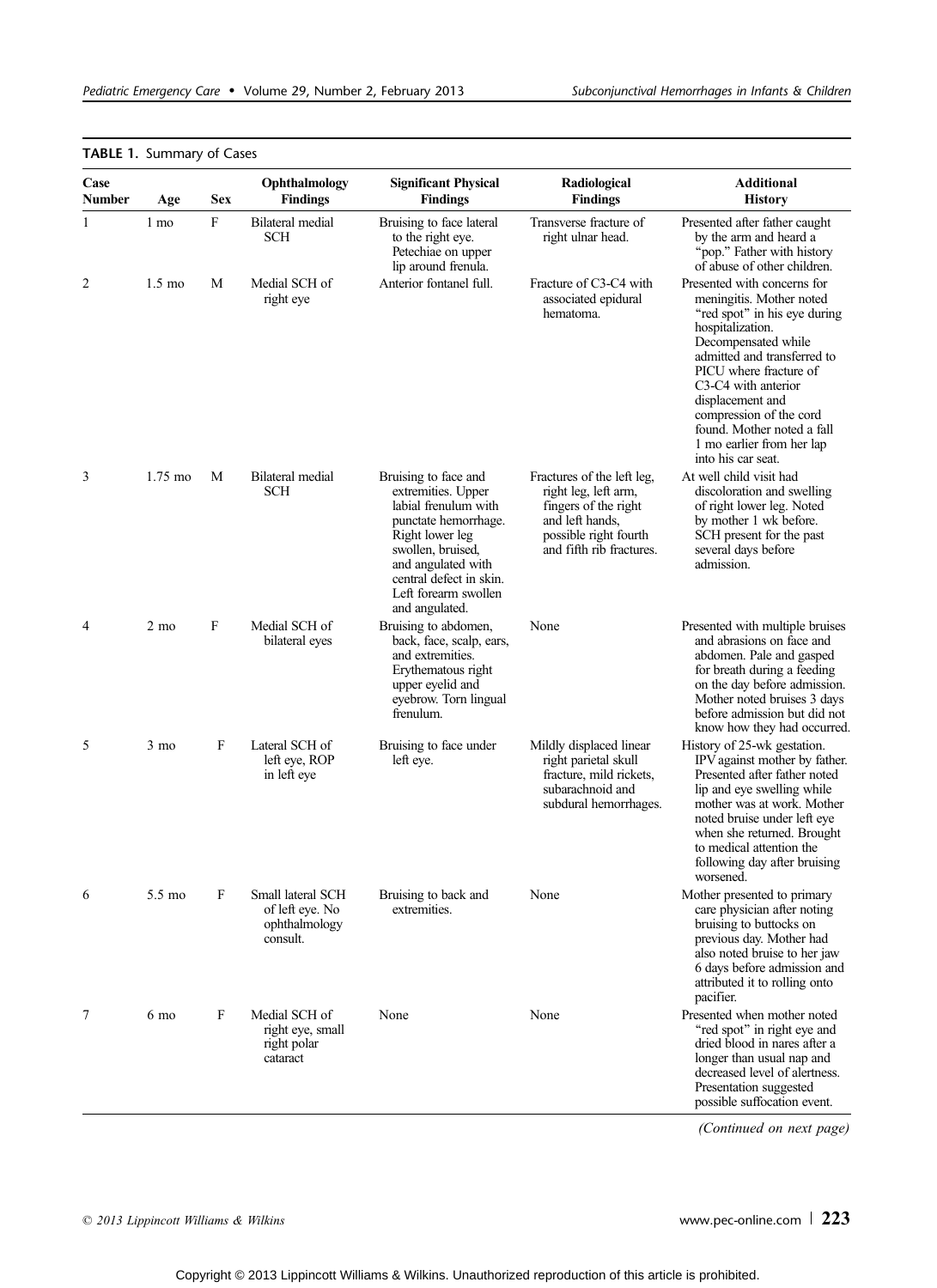**TABLE 1.** Summary of Cases

| Case Number | Age | Sex | Ophthalmology Findings | Significant Physical Findings | Radiological Findings | Additional History |
|---|---|---|---|---|---|---|
| 1 | 1 mo | F | Bilateral medial SCH | Bruising to face lateral to the right eye. Petechiae on upper lip around frenula. | Transverse fracture of right ulnar head. | Presented after father caught by the arm and heard a "pop." Father with history of abuse of other children. |
| 2 | 1.5 mo | M | Medial SCH of right eye | Anterior fontanel full. | Fracture of C3-C4 with associated epidural hematoma. | Presented with concerns for meningitis. Mother noted "red spot" in his eye during hospitalization. Decompensated while admitted and transferred to PICU where fracture of C3-C4 with anterior displacement and compression of the cord found. Mother noted a fall 1 mo earlier from her lap into his car seat. |
| 3 | 1.75 mo | M | Bilateral medial SCH | Bruising to face and extremities. Upper labial frenulum with punctate hemorrhage. Right lower leg swollen, bruised, and angulated with central defect in skin. Left forearm swollen and angulated. | Fractures of the left leg, right leg, left arm, fingers of the right and left hands, possible right fourth and fifth rib fractures. | At well child visit had discoloration and swelling of right lower leg. Noted by mother 1 wk before. SCH present for the past several days before admission. |
| 4 | 2 mo | F | Medial SCH of bilateral eyes | Bruising to abdomen, back, face, scalp, ears, and extremities. Erythematous right upper eyelid and eyebrow. Torn lingual frenulum. | None | Presented with multiple bruises and abrasions on face and abdomen. Pale and gasped for breath during a feeding on the day before admission. Mother noted bruises 3 days before admission but did not know how they had occurred. |
| 5 | 3 mo | F | Lateral SCH of left eye, ROP in left eye | Bruising to face under left eye. | Mildly displaced linear right parietal skull fracture, mild rickets, subarachnoid and subdural hemorrhages. | History of 25-wk gestation. IPV against mother by father. Presented after father noted lip and eye swelling while mother was at work. Mother noted bruise under left eye when she returned. Brought to medical attention the following day after bruising worsened. |
| 6 | 5.5 mo | F | Small lateral SCH of left eye. No ophthalmology consult. | Bruising to back and extremities. | None | Mother presented to primary care physician after noting bruising to buttocks on previous day. Mother had also noted bruise to her jaw 6 days before admission and attributed it to rolling onto pacifier. |
| 7 | 6 mo | F | Medial SCH of right eye, small right polar cataract | None | None | Presented when mother noted "red spot" in right eye and dried blood in nares after a longer than usual nap and decreased level of alertness. Presentation suggested possible suffocation event. |

*(Continued on next page)*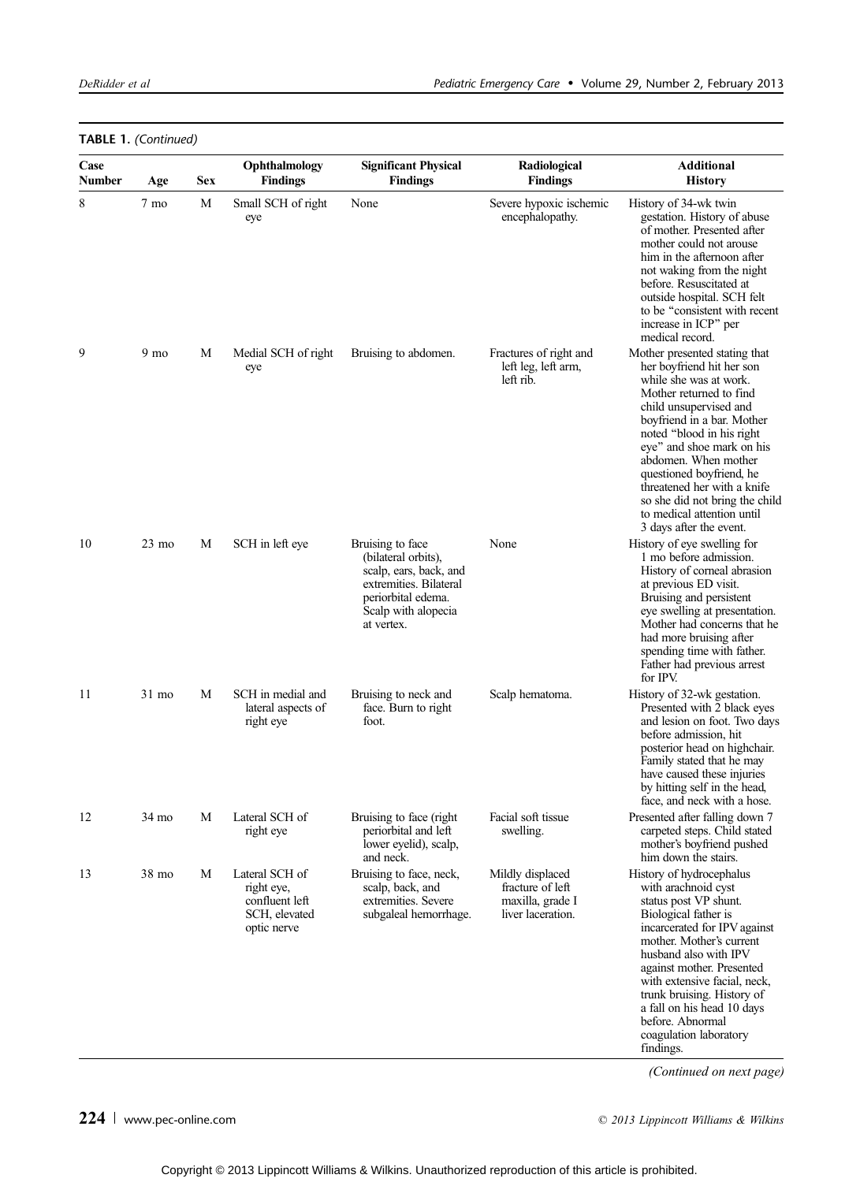**TABLE 1.** *(Continued)*

| Case Number | Age | Sex | Ophthalmology Findings | Significant Physical Findings | Radiological Findings | Additional History |
|---|---|---|---|---|---|---|
| 8 | 7 mo | M | Small SCH of right eye | None | Severe hypoxic ischemic encephalopathy. | History of 34-wk twin gestation. History of abuse of mother. Presented after mother could not arouse him in the afternoon after not waking from the night before. Resuscitated at outside hospital. SCH felt to be "consistent with recent increase in ICP" per medical record. |
| 9 | 9 mo | M | Medial SCH of right eye | Bruising to abdomen. | Fractures of right and left leg, left arm, left rib. | Mother presented stating that her boyfriend hit her son while she was at work. Mother returned to find child unsupervised and boyfriend in a bar. Mother noted "blood in his right eye" and shoe mark on his abdomen. When mother questioned boyfriend, he threatened her with a knife so she did not bring the child to medical attention until 3 days after the event. |
| 10 | 23 mo | M | SCH in left eye | Bruising to face (bilateral orbits), scalp, ears, back, and extremities. Bilateral periorbital edema. Scalp with alopecia at vertex. | None | History of eye swelling for 1 mo before admission. History of corneal abrasion at previous ED visit. Bruising and persistent eye swelling at presentation. Mother had concerns that he had more bruising after spending time with father. Father had previous arrest for IPV. |
| 11 | 31 mo | M | SCH in medial and lateral aspects of right eye | Bruising to neck and face. Burn to right foot. | Scalp hematoma. | History of 32-wk gestation. Presented with 2 black eyes and lesion on foot. Two days before admission, hit posterior head on highchair. Family stated that he may have caused these injuries by hitting self in the head, face, and neck with a hose. |
| 12 | 34 mo | M | Lateral SCH of right eye | Bruising to face (right periorbital and left lower eyelid), scalp, and neck. | Facial soft tissue swelling. | Presented after falling down 7 carpeted steps. Child stated mother's boyfriend pushed him down the stairs. |
| 13 | 38 mo | M | Lateral SCH of right eye, confluent left SCH, elevated optic nerve | Bruising to face, neck, scalp, back, and extremities. Severe subgaleal hemorrhage. | Mildly displaced fracture of left maxilla, grade I liver laceration. | History of hydrocephalus with arachnoid cyst status post VP shunt. Biological father is incarcerated for IPV against mother. Mother's current husband also with IPV against mother. Presented with extensive facial, neck, trunk bruising. History of a fall on his head 10 days before. Abnormal coagulation laboratory findings. |

*(Continued on next page)*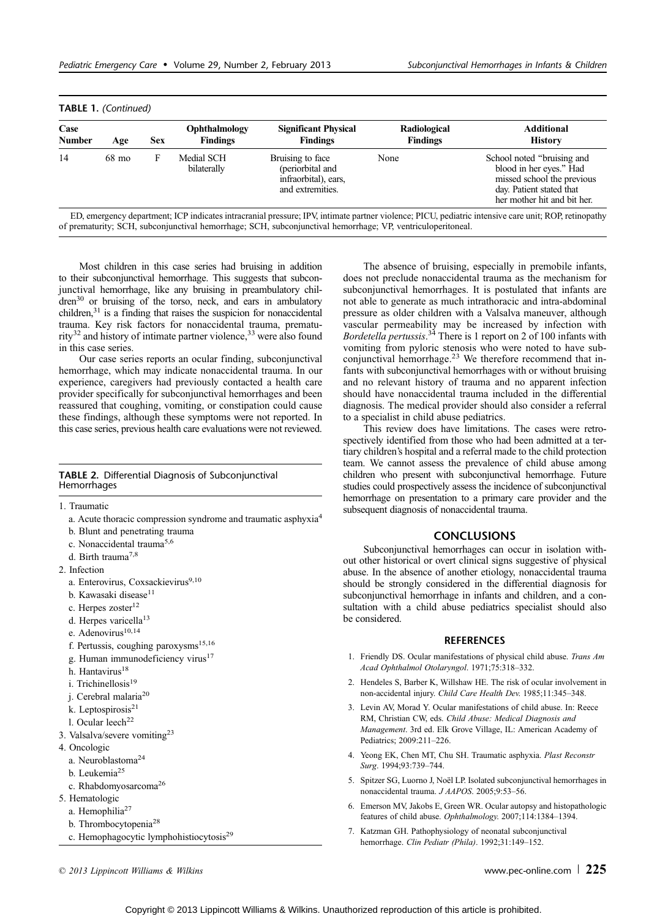**TABLE 1.** *(Continued)*

| Case Number | Age | Sex | Ophthalmology Findings | Significant Physical Findings | Radiological Findings | Additional History |
|---|---|---|---|---|---|---|
| 14 | 68 mo | F | Medial SCH bilaterally | Bruising to face (periorbital and infraorbital), ears, and extremities. | None | School noted "bruising and blood in her eyes." Had missed school the previous day. Patient stated that her mother hit and bit her. |

ED, emergency department; ICP indicates intracranial pressure; IPV, intimate partner violence; PICU, pediatric intensive care unit; ROP, retinopathy of prematurity; SCH, subconjunctival hemorrhage; SCH, subconjunctival hemorrhage; VP, ventriculoperitoneal.

Most children in this case series had bruising in addition to their subconjunctival hemorrhage. This suggests that subconjunctival hemorrhage, like any bruising in preambulatory children[30] or bruising of the torso, neck, and ears in ambulatory children,[31] is a finding that raises the suspicion for nonaccidental trauma. Key risk factors for nonaccidental trauma, prematurity[32] and history of intimate partner violence,[33] were also found in this case series.

Our case series reports an ocular finding, subconjunctival hemorrhage, which may indicate nonaccidental trauma. In our experience, caregivers had previously contacted a health care provider specifically for subconjunctival hemorrhages and been reassured that coughing, vomiting, or constipation could cause these findings, although these symptoms were not reported. In this case series, previous health care evaluations were not reviewed.

**TABLE 2.** Differential Diagnosis of Subconjunctival Hemorrhages

1. Traumatic
   a. Acute thoracic compression syndrome and traumatic asphyxia[4]
   b. Blunt and penetrating trauma
   c. Nonaccidental trauma[5,6]
   d. Birth trauma[7,8]
2. Infection
   a. Enterovirus, Coxsackievirus[9,10]
   b. Kawasaki disease[11]
   c. Herpes zoster[12]
   d. Herpes varicella[13]
   e. Adenovirus[10,14]
   f. Pertussis, coughing paroxysms[15,16]
   g. Human immunodeficiency virus[17]
   h. Hantavirus[18]
   i. Trichinellosis[19]
   j. Cerebral malaria[20]
   k. Leptospirosis[21]
   l. Ocular leech[22]
3. Valsalva/severe vomiting[23]
4. Oncologic
   a. Neuroblastoma[24]
   b. Leukemia[25]
   c. Rhabdomyosarcoma[26]
5. Hematologic
   a. Hemophilia[27]
   b. Thrombocytopenia[28]
   c. Hemophagocytic lymphohistiocytosis[29]

The absence of bruising, especially in premobile infants, does not preclude nonaccidental trauma as the mechanism for subconjunctival hemorrhages. It is postulated that infants are not able to generate as much intrathoracic and intra-abdominal pressure as older children with a Valsalva maneuver, although vascular permeability may be increased by infection with *Bordetella pertussis*.[34] There is 1 report on 2 of 100 infants with vomiting from pyloric stenosis who were noted to have subconjunctival hemorrhage.[23] We therefore recommend that infants with subconjunctival hemorrhages with or without bruising and no relevant history of trauma and no apparent infection should have nonaccidental trauma included in the differential diagnosis. The medical provider should also consider a referral to a specialist in child abuse pediatrics.

This review does have limitations. The cases were retrospectively identified from those who had been admitted at a tertiary children's hospital and a referral made to the child protection team. We cannot assess the prevalence of child abuse among children who present with subconjunctival hemorrhage. Future studies could prospectively assess the incidence of subconjunctival hemorrhage on presentation to a primary care provider and the subsequent diagnosis of nonaccidental trauma.

## CONCLUSIONS

Subconjunctival hemorrhages can occur in isolation without other historical or overt clinical signs suggestive of physical abuse. In the absence of another etiology, nonaccidental trauma should be strongly considered in the differential diagnosis for subconjunctival hemorrhage in infants and children, and a consultation with a child abuse pediatrics specialist should also be considered.

## REFERENCES

1. Friendly DS. Ocular manifestations of physical child abuse. *Trans Am Acad Ophthalmol Otolaryngol*. 1971;75:318–332.
2. Hendeles S, Barber K, Willshaw HE. The risk of ocular involvement in non-accidental injury. *Child Care Health Dev*. 1985;11:345–348.
3. Levin AV, Morad Y. Ocular manifestations of child abuse. In: Reece RM, Christian CW, eds. *Child Abuse: Medical Diagnosis and Management*. 3rd ed. Elk Grove Village, IL: American Academy of Pediatrics; 2009:211–226.
4. Yeong EK, Chen MT, Chu SH. Traumatic asphyxia. *Plast Reconstr Surg*. 1994;93:739–744.
5. Spitzer SG, Luorno J, Noël LP. Isolated subconjunctival hemorrhages in nonaccidental trauma. *J AAPOS*. 2005;9:53–56.
6. Emerson MV, Jakobs E, Green WR. Ocular autopsy and histopathologic features of child abuse. *Ophthalmology*. 2007;114:1384–1394.
7. Katzman GH. Pathophysiology of neonatal subconjunctival hemorrhage. *Clin Pediatr (Phila)*. 1992;31:149–152.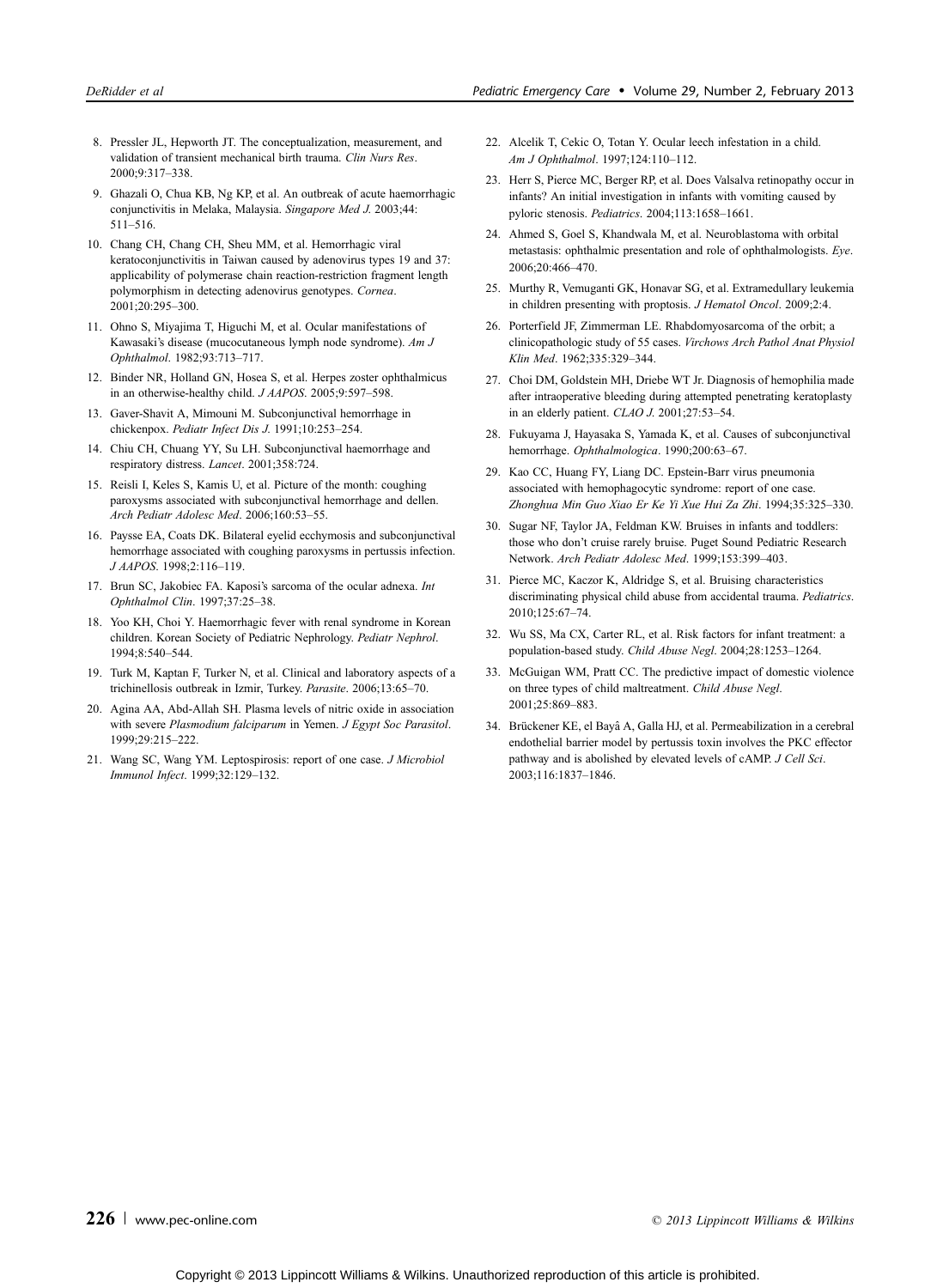8. Pressler JL, Hepworth JT. The conceptualization, measurement, and validation of transient mechanical birth trauma. *Clin Nurs Res*. 2000;9:317–338.
9. Ghazali O, Chua KB, Ng KP, et al. An outbreak of acute haemorrhagic conjunctivitis in Melaka, Malaysia. *Singapore Med J*. 2003;44: 511–516.
10. Chang CH, Chang CH, Sheu MM, et al. Hemorrhagic viral keratoconjunctivitis in Taiwan caused by adenovirus types 19 and 37: applicability of polymerase chain reaction-restriction fragment length polymorphism in detecting adenovirus genotypes. *Cornea*. 2001;20:295–300.
11. Ohno S, Miyajima T, Higuchi M, et al. Ocular manifestations of Kawasaki's disease (mucocutaneous lymph node syndrome). *Am J Ophthalmol*. 1982;93:713–717.
12. Binder NR, Holland GN, Hosea S, et al. Herpes zoster ophthalmicus in an otherwise-healthy child. *J AAPOS*. 2005;9:597–598.
13. Gaver-Shavit A, Mimouni M. Subconjunctival hemorrhage in chickenpox. *Pediatr Infect Dis J*. 1991;10:253–254.
14. Chiu CH, Chuang YY, Su LH. Subconjunctival haemorrhage and respiratory distress. *Lancet*. 2001;358:724.
15. Reisli I, Keles S, Kamis U, et al. Picture of the month: coughing paroxysms associated with subconjunctival hemorrhage and dellen. *Arch Pediatr Adolesc Med*. 2006;160:53–55.
16. Paysse EA, Coats DK. Bilateral eyelid ecchymosis and subconjunctival hemorrhage associated with coughing paroxysms in pertussis infection. *J AAPOS*. 1998;2:116–119.
17. Brun SC, Jakobiec FA. Kaposi's sarcoma of the ocular adnexa. *Int Ophthalmol Clin*. 1997;37:25–38.
18. Yoo KH, Choi Y. Haemorrhagic fever with renal syndrome in Korean children. Korean Society of Pediatric Nephrology. *Pediatr Nephrol*. 1994;8:540–544.
19. Turk M, Kaptan F, Turker N, et al. Clinical and laboratory aspects of a trichinellosis outbreak in Izmir, Turkey. *Parasite*. 2006;13:65–70.
20. Agina AA, Abd-Allah SH. Plasma levels of nitric oxide in association with severe *Plasmodium falciparum* in Yemen. *J Egypt Soc Parasitol*. 1999;29:215–222.
21. Wang SC, Wang YM. Leptospirosis: report of one case. *J Microbiol Immunol Infect*. 1999;32:129–132.
22. Alcelik T, Cekic O, Totan Y. Ocular leech infestation in a child. *Am J Ophthalmol*. 1997;124:110–112.
23. Herr S, Pierce MC, Berger RP, et al. Does Valsalva retinopathy occur in infants? An initial investigation in infants with vomiting caused by pyloric stenosis. *Pediatrics*. 2004;113:1658–1661.
24. Ahmed S, Goel S, Khandwala M, et al. Neuroblastoma with orbital metastasis: ophthalmic presentation and role of ophthalmologists. *Eye*. 2006;20:466–470.
25. Murthy R, Vemuganti GK, Honavar SG, et al. Extramedullary leukemia in children presenting with proptosis. *J Hematol Oncol*. 2009;2:4.
26. Porterfield JF, Zimmerman LE. Rhabdomyosarcoma of the orbit; a clinicopathologic study of 55 cases. *Virchows Arch Pathol Anat Physiol Klin Med*. 1962;335:329–344.
27. Choi DM, Goldstein MH, Driebe WT Jr. Diagnosis of hemophilia made after intraoperative bleeding during attempted penetrating keratoplasty in an elderly patient. *CLAO J*. 2001;27:53–54.
28. Fukuyama J, Hayasaka S, Yamada K, et al. Causes of subconjunctival hemorrhage. *Ophthalmologica*. 1990;200:63–67.
29. Kao CC, Huang FY, Liang DC. Epstein-Barr virus pneumonia associated with hemophagocytic syndrome: report of one case. *Zhonghua Min Guo Xiao Er Ke Yi Xue Hui Za Zhi*. 1994;35:325–330.
30. Sugar NF, Taylor JA, Feldman KW. Bruises in infants and toddlers: those who don't cruise rarely bruise. Puget Sound Pediatric Research Network. *Arch Pediatr Adolesc Med*. 1999;153:399–403.
31. Pierce MC, Kaczor K, Aldridge S, et al. Bruising characteristics discriminating physical child abuse from accidental trauma. *Pediatrics*. 2010;125:67–74.
32. Wu SS, Ma CX, Carter RL, et al. Risk factors for infant treatment: a population-based study. *Child Abuse Negl*. 2004;28:1253–1264.
33. McGuigan WM, Pratt CC. The predictive impact of domestic violence on three types of child maltreatment. *Child Abuse Negl*. 2001;25:869–883.
34. Brückener KE, el Bayâ A, Galla HJ, et al. Permeabilization in a cerebral endothelial barrier model by pertussis toxin involves the PKC effector pathway and is abolished by elevated levels of cAMP. *J Cell Sci*. 2003;116:1837–1846.